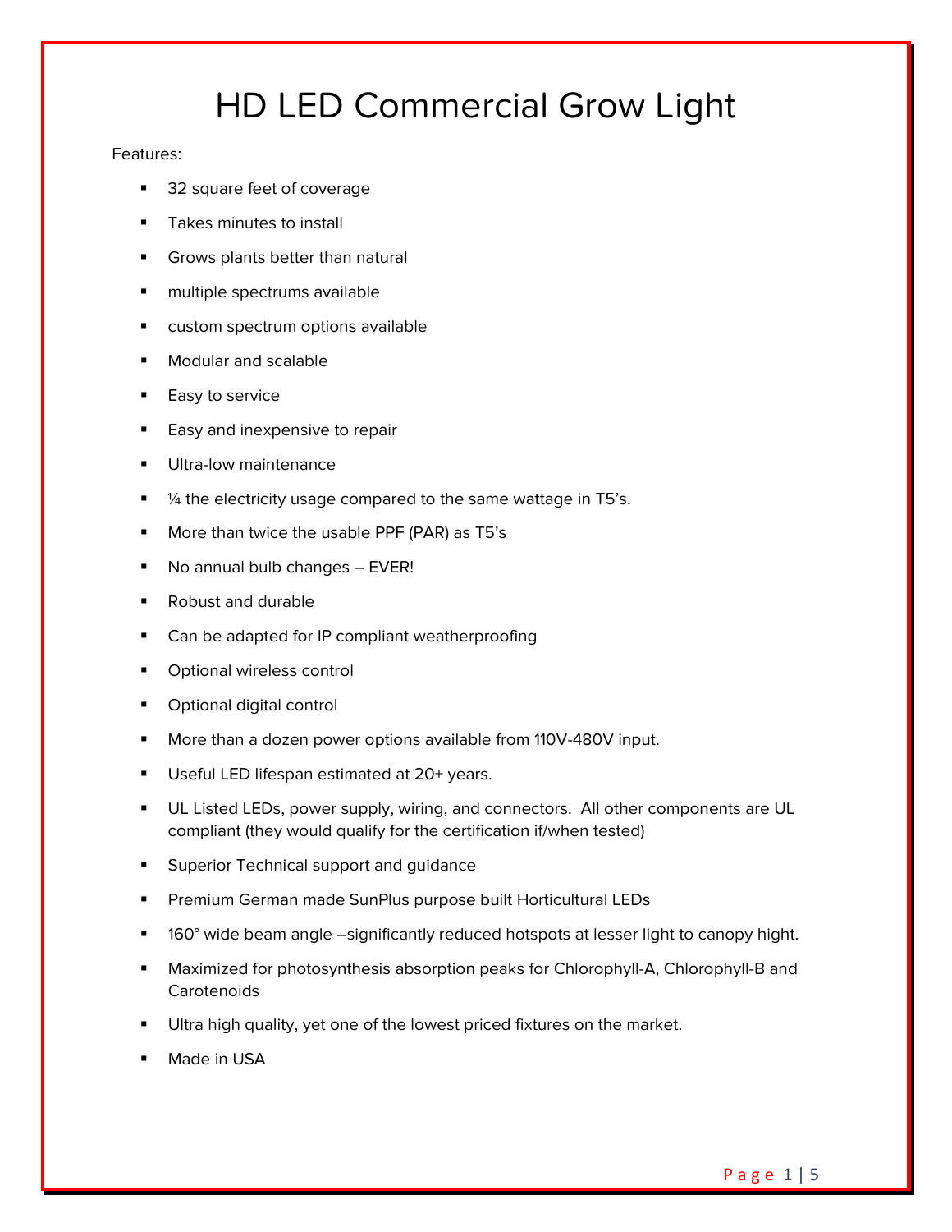# HD LED Commercial Grow Light

Features:

- 32 square feet of coverage
- Takes minutes to install
- Grows plants better than natural
- multiple spectrums available
- custom spectrum options available
- Modular and scalable
- Easy to service
- Easy and inexpensive to repair
- Ultra-low maintenance
- ¼ the electricity usage compared to the same wattage in T5's.
- More than twice the usable PPF (PAR) as T5's
- No annual bulb changes – EVER!
- Robust and durable
- Can be adapted for IP compliant weatherproofing
- Optional wireless control
- Optional digital control
- More than a dozen power options available from 110V-480V input.
- Useful LED lifespan estimated at 20+ years.
- UL Listed LEDs, power supply, wiring, and connectors. All other components are UL compliant (they would qualify for the certification if/when tested)
- Superior Technical support and guidance
- Premium German made SunPlus purpose built Horticultural LEDs
- 160° wide beam angle –significantly reduced hotspots at lesser light to canopy hight.
- Maximized for photosynthesis absorption peaks for Chlorophyll-A, Chlorophyll-B and Carotenoids
- Ultra high quality, yet one of the lowest priced fixtures on the market.
- Made in USA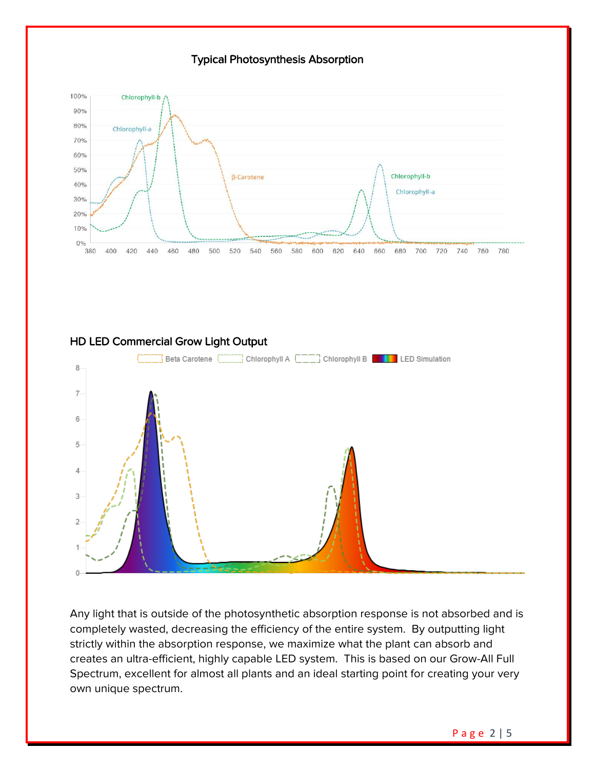Typical Photosynthesis Absorption

HD LED Commercial Grow Light Output

Any light that is outside of the photosynthetic absorption response is not absorbed and is completely wasted, decreasing the efficiency of the entire system. By outputting light strictly within the absorption response, we maximize what the plant can absorb and creates an ultra-efficient, highly capable LED system. This is based on our Grow-All Full Spectrum, excellent for almost all plants and an ideal starting point for creating your very own unique spectrum.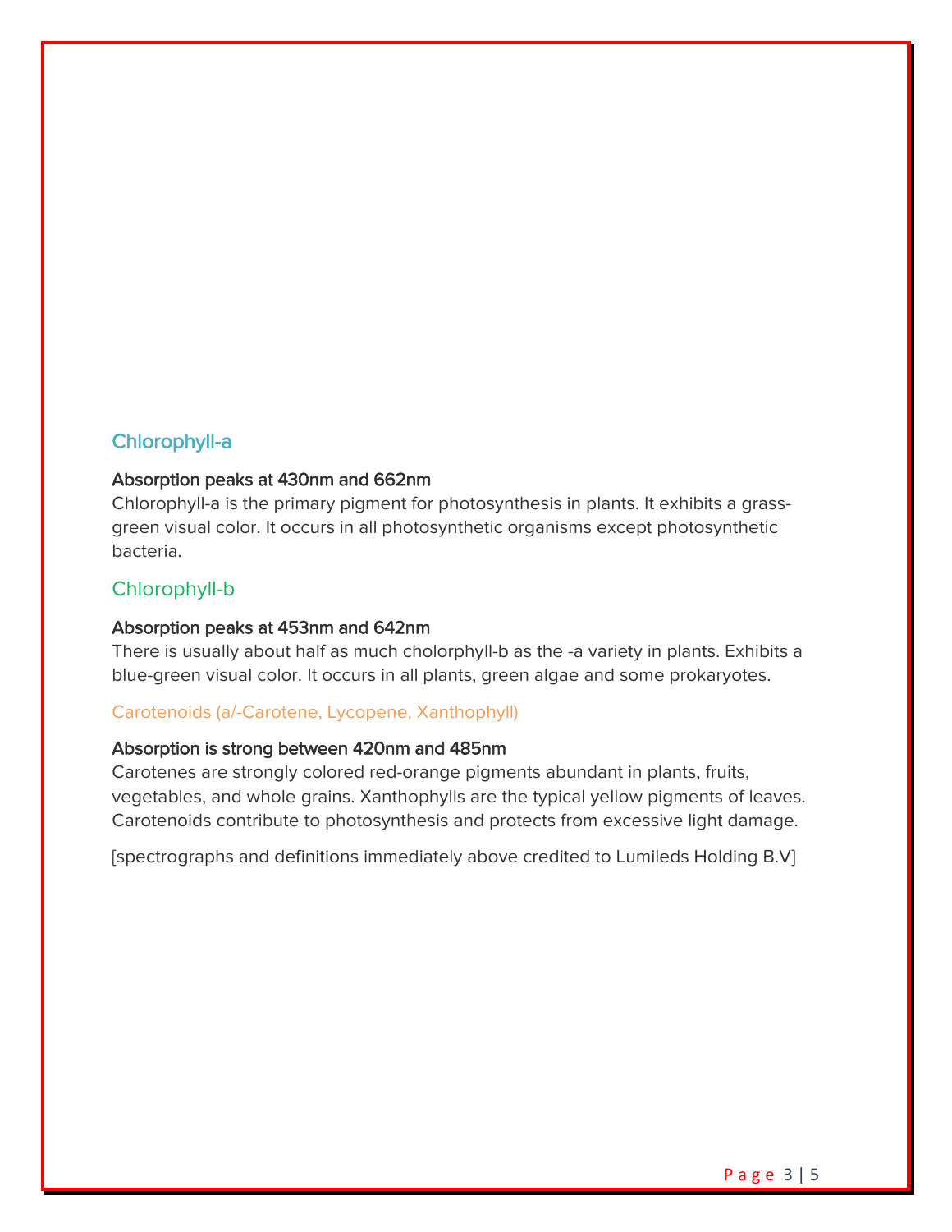## Chlorophyll-a

**Absorption peaks at 430nm and 662nm**

Chlorophyll-a is the primary pigment for photosynthesis in plants. It exhibits a grass-green visual color. It occurs in all photosynthetic organisms except photosynthetic bacteria.

## Chlorophyll-b

**Absorption peaks at 453nm and 642nm**

There is usually about half as much cholorphyll-b as the -a variety in plants. Exhibits a blue-green visual color. It occurs in all plants, green algae and some prokaryotes.

### Carotenoids (a/-Carotene, Lycopene, Xanthophyll)

**Absorption is strong between 420nm and 485nm**

Carotenes are strongly colored red-orange pigments abundant in plants, fruits, vegetables, and whole grains. Xanthophylls are the typical yellow pigments of leaves. Carotenoids contribute to photosynthesis and protects from excessive light damage.

[spectrographs and definitions immediately above credited to Lumileds Holding B.V]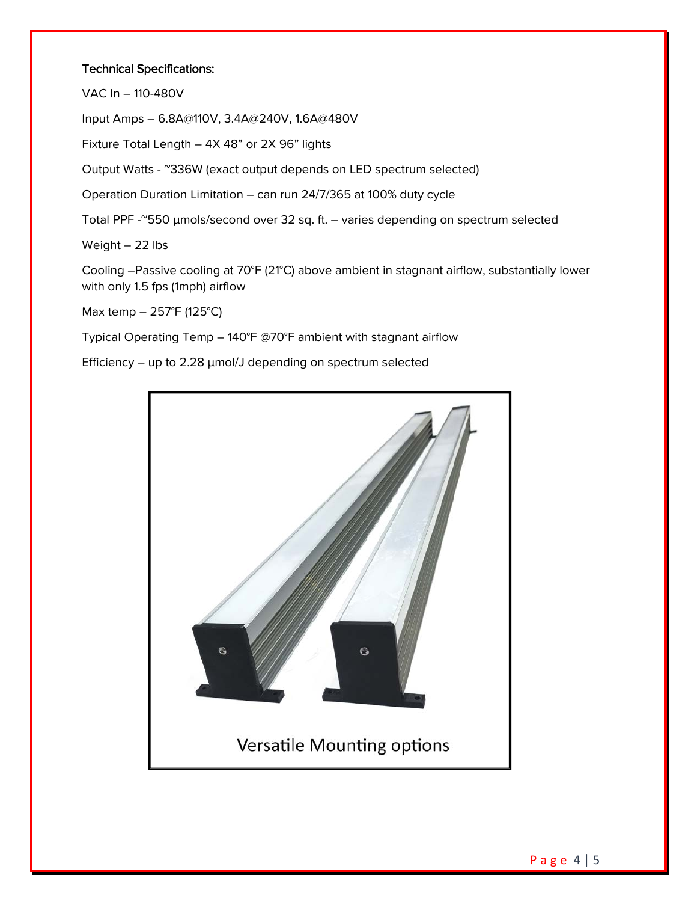**Technical Specifications:**

VAC In – 110-480V

Input Amps – 6.8A@110V, 3.4A@240V, 1.6A@480V

Fixture Total Length – 4X 48" or 2X 96" lights

Output Watts - ~336W (exact output depends on LED spectrum selected)

Operation Duration Limitation – can run 24/7/365 at 100% duty cycle

Total PPF -~550 µmols/second over 32 sq. ft. – varies depending on spectrum selected

Weight – 22 lbs

Cooling –Passive cooling at 70°F (21°C) above ambient in stagnant airflow, substantially lower with only 1.5 fps (1mph) airflow

Max temp – 257°F (125°C)

Typical Operating Temp – 140°F @70°F ambient with stagnant airflow

Efficiency – up to 2.28 µmol/J depending on spectrum selected

Versatile Mounting options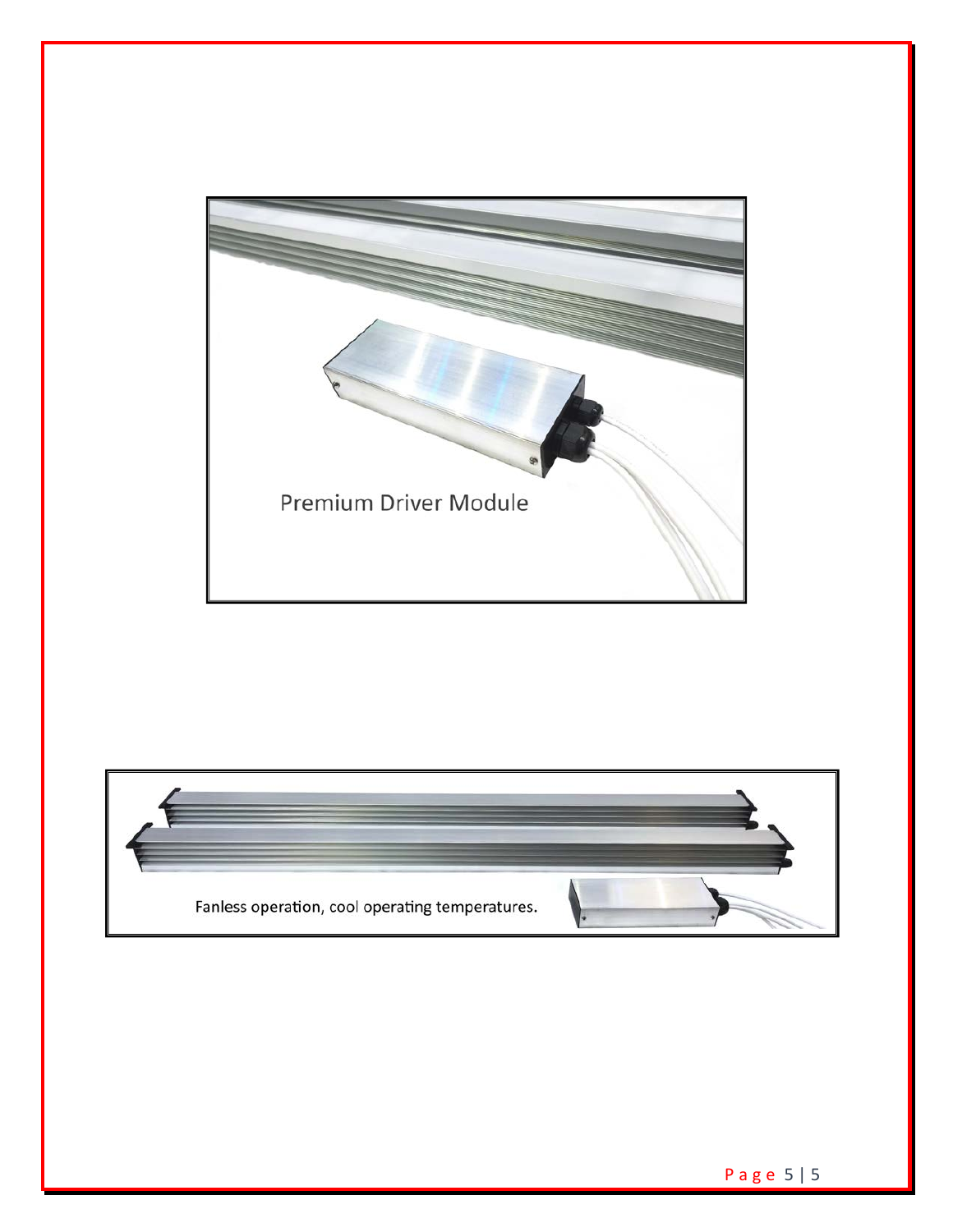Premium Driver Module

Fanless operation, cool operating temperatures.